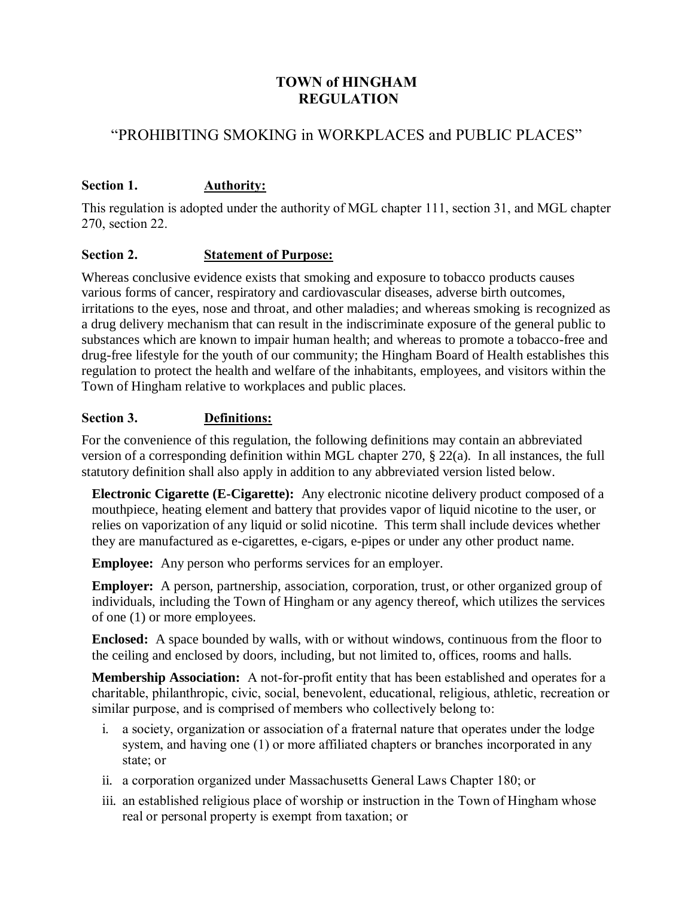# TOWN of HINGHAM
# REGULATION

## "PROHIBITING SMOKING in WORKPLACES and PUBLIC PLACES"

### Section 1. Authority:

This regulation is adopted under the authority of MGL chapter 111, section 31, and MGL chapter 270, section 22.

### Section 2. Statement of Purpose:

Whereas conclusive evidence exists that smoking and exposure to tobacco products causes various forms of cancer, respiratory and cardiovascular diseases, adverse birth outcomes, irritations to the eyes, nose and throat, and other maladies; and whereas smoking is recognized as a drug delivery mechanism that can result in the indiscriminate exposure of the general public to substances which are known to impair human health; and whereas to promote a tobacco-free and drug-free lifestyle for the youth of our community; the Hingham Board of Health establishes this regulation to protect the health and welfare of the inhabitants, employees, and visitors within the Town of Hingham relative to workplaces and public places.

### Section 3. Definitions:

For the convenience of this regulation, the following definitions may contain an abbreviated version of a corresponding definition within MGL chapter 270, § 22(a). In all instances, the full statutory definition shall also apply in addition to any abbreviated version listed below.

**Electronic Cigarette (E-Cigarette):** Any electronic nicotine delivery product composed of a mouthpiece, heating element and battery that provides vapor of liquid nicotine to the user, or relies on vaporization of any liquid or solid nicotine. This term shall include devices whether they are manufactured as e-cigarettes, e-cigars, e-pipes or under any other product name.

**Employee:** Any person who performs services for an employer.

**Employer:** A person, partnership, association, corporation, trust, or other organized group of individuals, including the Town of Hingham or any agency thereof, which utilizes the services of one (1) or more employees.

**Enclosed:** A space bounded by walls, with or without windows, continuous from the floor to the ceiling and enclosed by doors, including, but not limited to, offices, rooms and halls.

**Membership Association:** A not-for-profit entity that has been established and operates for a charitable, philanthropic, civic, social, benevolent, educational, religious, athletic, recreation or similar purpose, and is comprised of members who collectively belong to:

i. a society, organization or association of a fraternal nature that operates under the lodge system, and having one (1) or more affiliated chapters or branches incorporated in any state; or
ii. a corporation organized under Massachusetts General Laws Chapter 180; or
iii. an established religious place of worship or instruction in the Town of Hingham whose real or personal property is exempt from taxation; or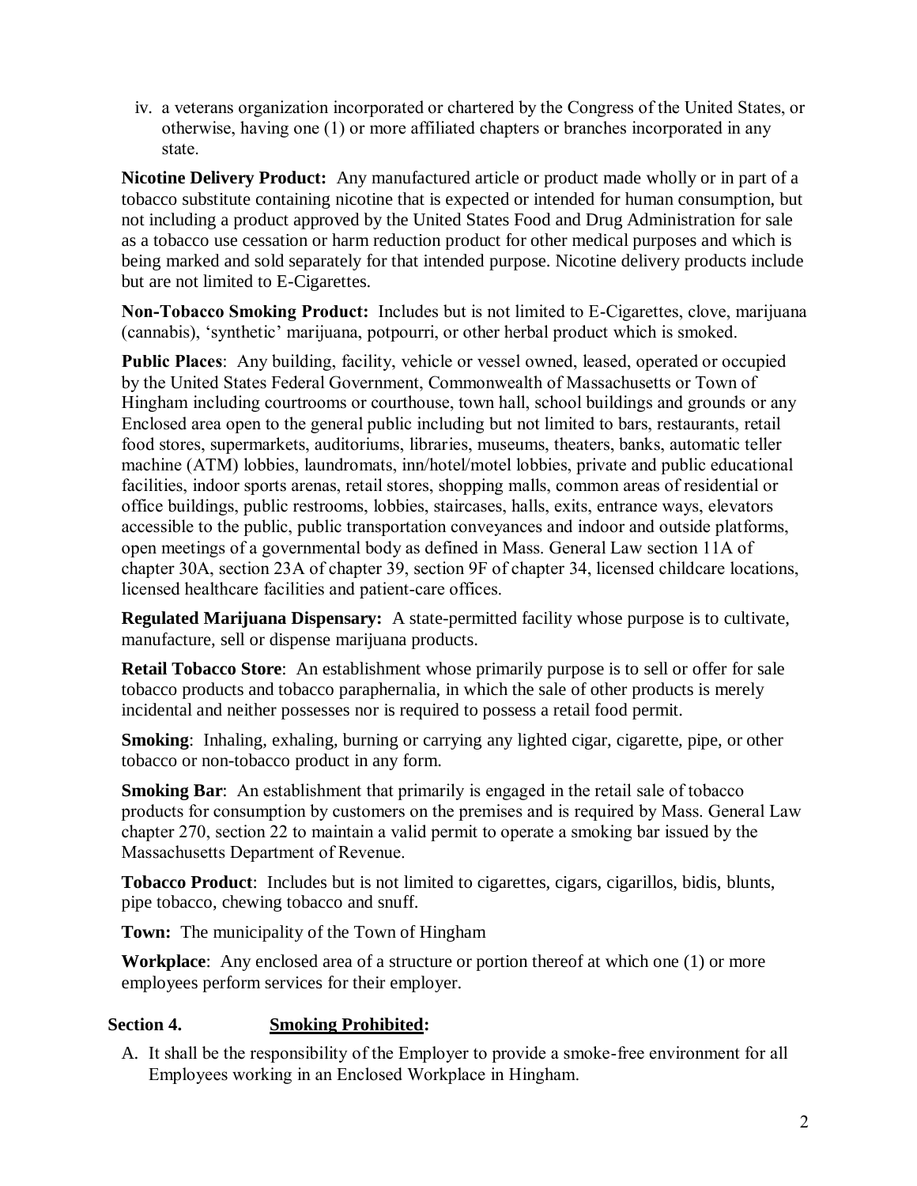iv. a veterans organization incorporated or chartered by the Congress of the United States, or otherwise, having one (1) or more affiliated chapters or branches incorporated in any state.

**Nicotine Delivery Product:** Any manufactured article or product made wholly or in part of a tobacco substitute containing nicotine that is expected or intended for human consumption, but not including a product approved by the United States Food and Drug Administration for sale as a tobacco use cessation or harm reduction product for other medical purposes and which is being marked and sold separately for that intended purpose. Nicotine delivery products include but are not limited to E-Cigarettes.

**Non-Tobacco Smoking Product:** Includes but is not limited to E-Cigarettes, clove, marijuana (cannabis), 'synthetic' marijuana, potpourri, or other herbal product which is smoked.

**Public Places**: Any building, facility, vehicle or vessel owned, leased, operated or occupied by the United States Federal Government, Commonwealth of Massachusetts or Town of Hingham including courtrooms or courthouse, town hall, school buildings and grounds or any Enclosed area open to the general public including but not limited to bars, restaurants, retail food stores, supermarkets, auditoriums, libraries, museums, theaters, banks, automatic teller machine (ATM) lobbies, laundromats, inn/hotel/motel lobbies, private and public educational facilities, indoor sports arenas, retail stores, shopping malls, common areas of residential or office buildings, public restrooms, lobbies, staircases, halls, exits, entrance ways, elevators accessible to the public, public transportation conveyances and indoor and outside platforms, open meetings of a governmental body as defined in Mass. General Law section 11A of chapter 30A, section 23A of chapter 39, section 9F of chapter 34, licensed childcare locations, licensed healthcare facilities and patient-care offices.

**Regulated Marijuana Dispensary:** A state-permitted facility whose purpose is to cultivate, manufacture, sell or dispense marijuana products.

**Retail Tobacco Store**: An establishment whose primarily purpose is to sell or offer for sale tobacco products and tobacco paraphernalia, in which the sale of other products is merely incidental and neither possesses nor is required to possess a retail food permit.

**Smoking**: Inhaling, exhaling, burning or carrying any lighted cigar, cigarette, pipe, or other tobacco or non-tobacco product in any form.

**Smoking Bar**: An establishment that primarily is engaged in the retail sale of tobacco products for consumption by customers on the premises and is required by Mass. General Law chapter 270, section 22 to maintain a valid permit to operate a smoking bar issued by the Massachusetts Department of Revenue.

**Tobacco Product**: Includes but is not limited to cigarettes, cigars, cigarillos, bidis, blunts, pipe tobacco, chewing tobacco and snuff.

**Town:** The municipality of the Town of Hingham

**Workplace**: Any enclosed area of a structure or portion thereof at which one (1) or more employees perform services for their employer.

## Section 4. Smoking Prohibited:

A. It shall be the responsibility of the Employer to provide a smoke-free environment for all Employees working in an Enclosed Workplace in Hingham.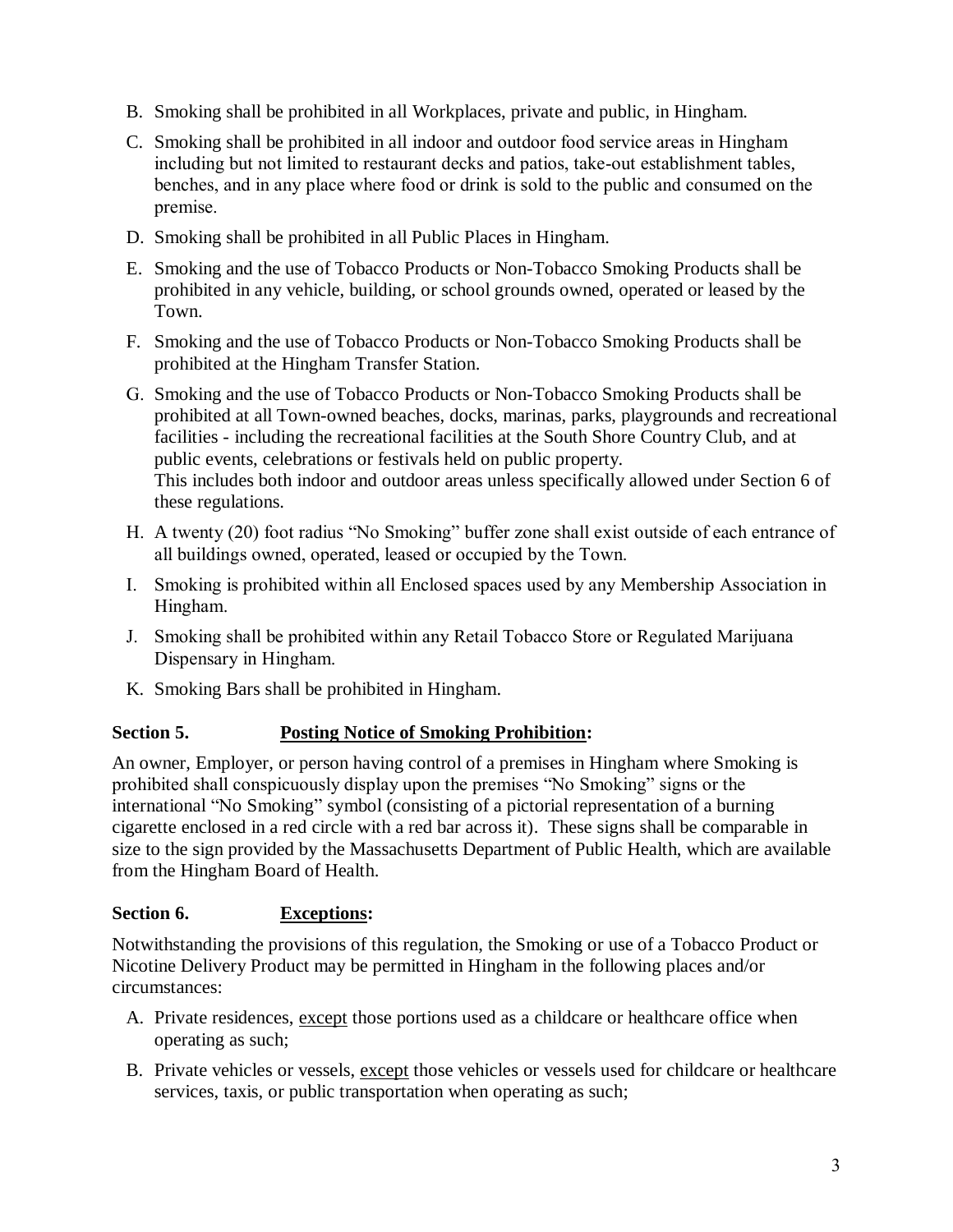B. Smoking shall be prohibited in all Workplaces, private and public, in Hingham.

C. Smoking shall be prohibited in all indoor and outdoor food service areas in Hingham including but not limited to restaurant decks and patios, take-out establishment tables, benches, and in any place where food or drink is sold to the public and consumed on the premise.

D. Smoking shall be prohibited in all Public Places in Hingham.

E. Smoking and the use of Tobacco Products or Non-Tobacco Smoking Products shall be prohibited in any vehicle, building, or school grounds owned, operated or leased by the Town.

F. Smoking and the use of Tobacco Products or Non-Tobacco Smoking Products shall be prohibited at the Hingham Transfer Station.

G. Smoking and the use of Tobacco Products or Non-Tobacco Smoking Products shall be prohibited at all Town-owned beaches, docks, marinas, parks, playgrounds and recreational facilities - including the recreational facilities at the South Shore Country Club, and at public events, celebrations or festivals held on public property.
This includes both indoor and outdoor areas unless specifically allowed under Section 6 of these regulations.

H. A twenty (20) foot radius "No Smoking" buffer zone shall exist outside of each entrance of all buildings owned, operated, leased or occupied by the Town.

I. Smoking is prohibited within all Enclosed spaces used by any Membership Association in Hingham.

J. Smoking shall be prohibited within any Retail Tobacco Store or Regulated Marijuana Dispensary in Hingham.

K. Smoking Bars shall be prohibited in Hingham.

**Section 5. Posting Notice of Smoking Prohibition:**

An owner, Employer, or person having control of a premises in Hingham where Smoking is prohibited shall conspicuously display upon the premises "No Smoking" signs or the international "No Smoking" symbol (consisting of a pictorial representation of a burning cigarette enclosed in a red circle with a red bar across it). These signs shall be comparable in size to the sign provided by the Massachusetts Department of Public Health, which are available from the Hingham Board of Health.

**Section 6. Exceptions:**

Notwithstanding the provisions of this regulation, the Smoking or use of a Tobacco Product or Nicotine Delivery Product may be permitted in Hingham in the following places and/or circumstances:

A. Private residences, except those portions used as a childcare or healthcare office when operating as such;

B. Private vehicles or vessels, except those vehicles or vessels used for childcare or healthcare services, taxis, or public transportation when operating as such;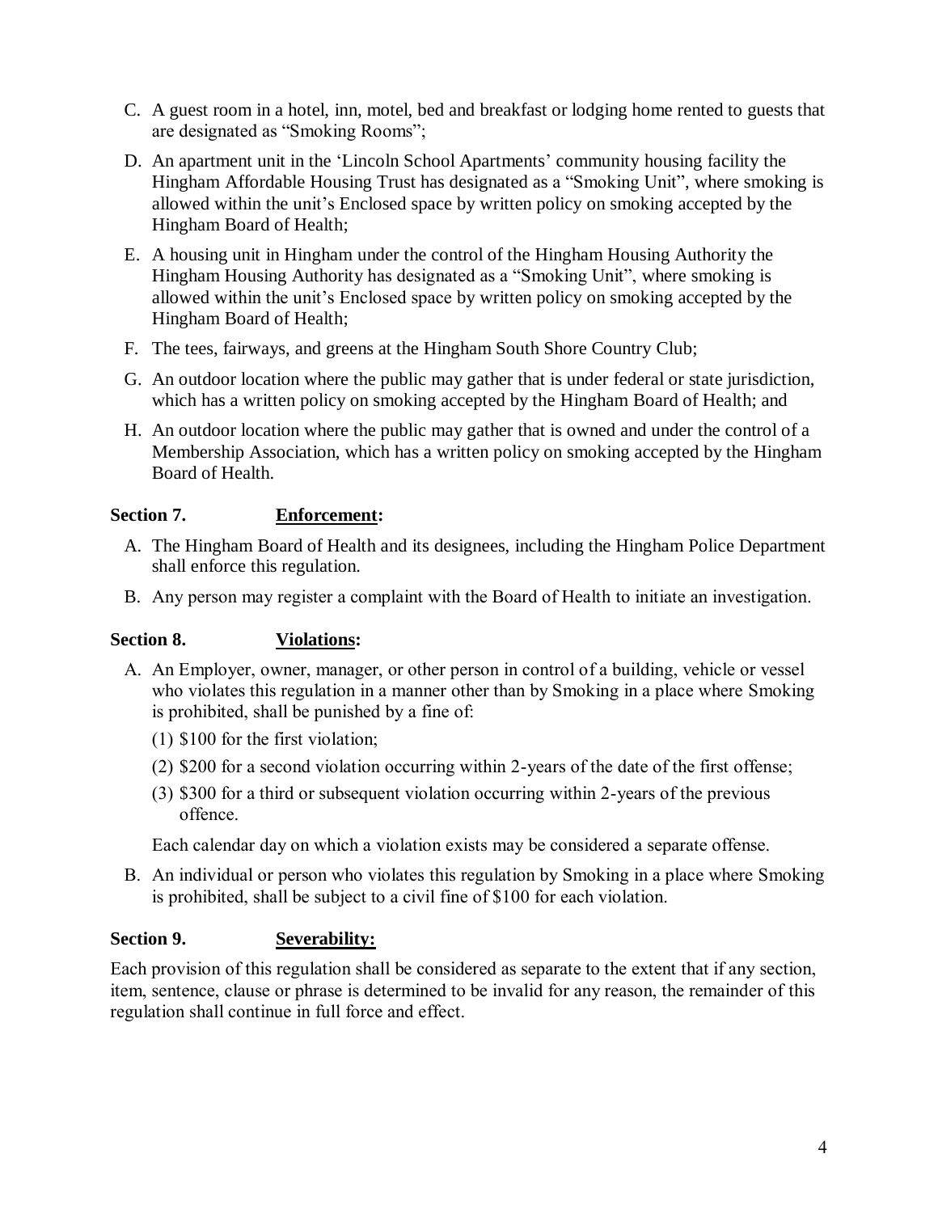C. A guest room in a hotel, inn, motel, bed and breakfast or lodging home rented to guests that are designated as "Smoking Rooms";

D. An apartment unit in the 'Lincoln School Apartments' community housing facility the Hingham Affordable Housing Trust has designated as a "Smoking Unit", where smoking is allowed within the unit's Enclosed space by written policy on smoking accepted by the Hingham Board of Health;

E. A housing unit in Hingham under the control of the Hingham Housing Authority the Hingham Housing Authority has designated as a "Smoking Unit", where smoking is allowed within the unit's Enclosed space by written policy on smoking accepted by the Hingham Board of Health;

F. The tees, fairways, and greens at the Hingham South Shore Country Club;

G. An outdoor location where the public may gather that is under federal or state jurisdiction, which has a written policy on smoking accepted by the Hingham Board of Health; and

H. An outdoor location where the public may gather that is owned and under the control of a Membership Association, which has a written policy on smoking accepted by the Hingham Board of Health.

**Section 7. Enforcement:**

A. The Hingham Board of Health and its designees, including the Hingham Police Department shall enforce this regulation.

B. Any person may register a complaint with the Board of Health to initiate an investigation.

**Section 8. Violations:**

A. An Employer, owner, manager, or other person in control of a building, vehicle or vessel who violates this regulation in a manner other than by Smoking in a place where Smoking is prohibited, shall be punished by a fine of:

(1) $100 for the first violation;

(2) $200 for a second violation occurring within 2-years of the date of the first offense;

(3) $300 for a third or subsequent violation occurring within 2-years of the previous offence.

Each calendar day on which a violation exists may be considered a separate offense.

B. An individual or person who violates this regulation by Smoking in a place where Smoking is prohibited, shall be subject to a civil fine of $100 for each violation.

**Section 9. Severability:**

Each provision of this regulation shall be considered as separate to the extent that if any section, item, sentence, clause or phrase is determined to be invalid for any reason, the remainder of this regulation shall continue in full force and effect.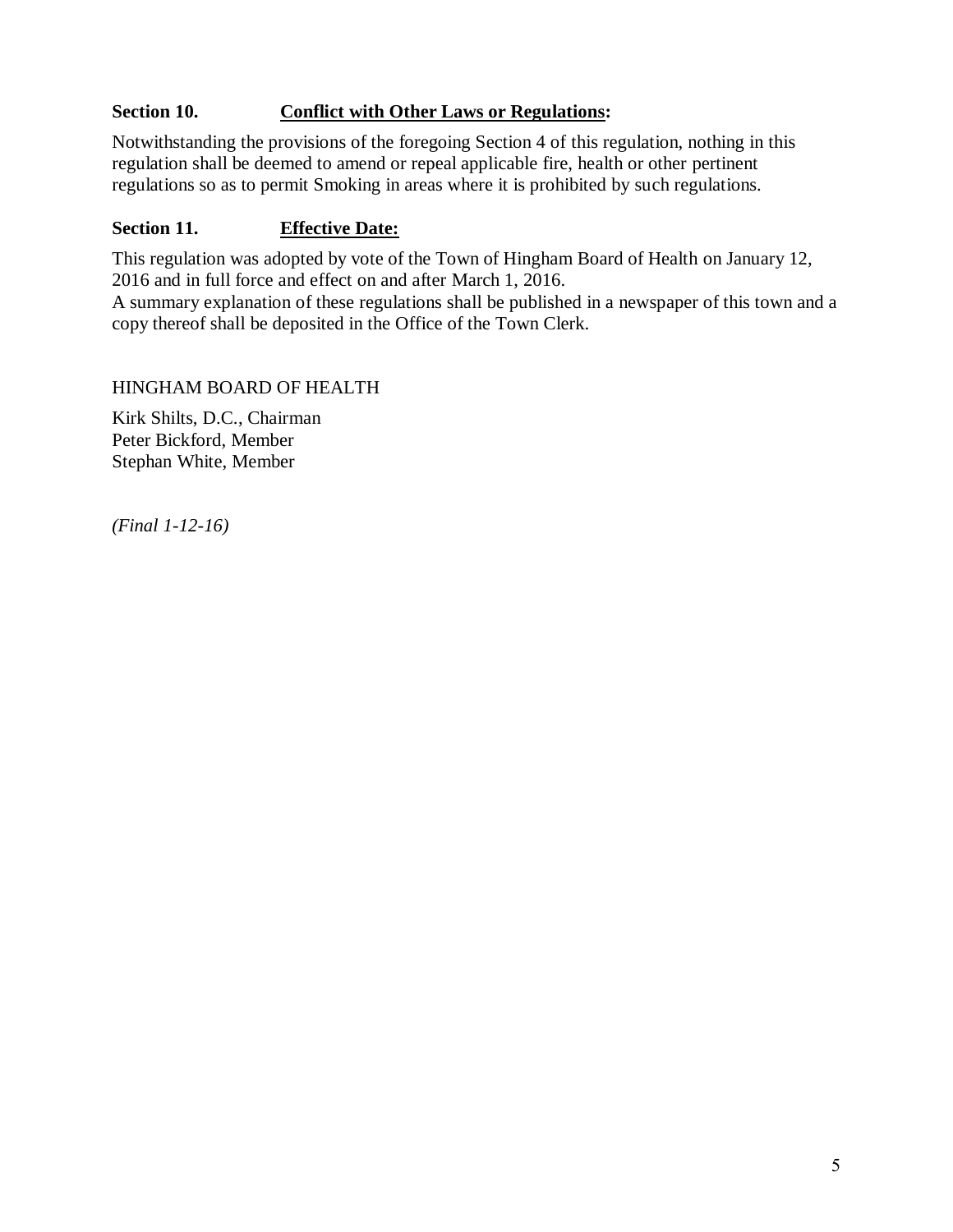**Section 10.** **Conflict with Other Laws or Regulations:**

Notwithstanding the provisions of the foregoing Section 4 of this regulation, nothing in this regulation shall be deemed to amend or repeal applicable fire, health or other pertinent regulations so as to permit Smoking in areas where it is prohibited by such regulations.

**Section 11.** **Effective Date:**

This regulation was adopted by vote of the Town of Hingham Board of Health on January 12, 2016 and in full force and effect on and after March 1, 2016.
A summary explanation of these regulations shall be published in a newspaper of this town and a copy thereof shall be deposited in the Office of the Town Clerk.

HINGHAM BOARD OF HEALTH

Kirk Shilts, D.C., Chairman
Peter Bickford, Member
Stephan White, Member

*(Final 1-12-16)*